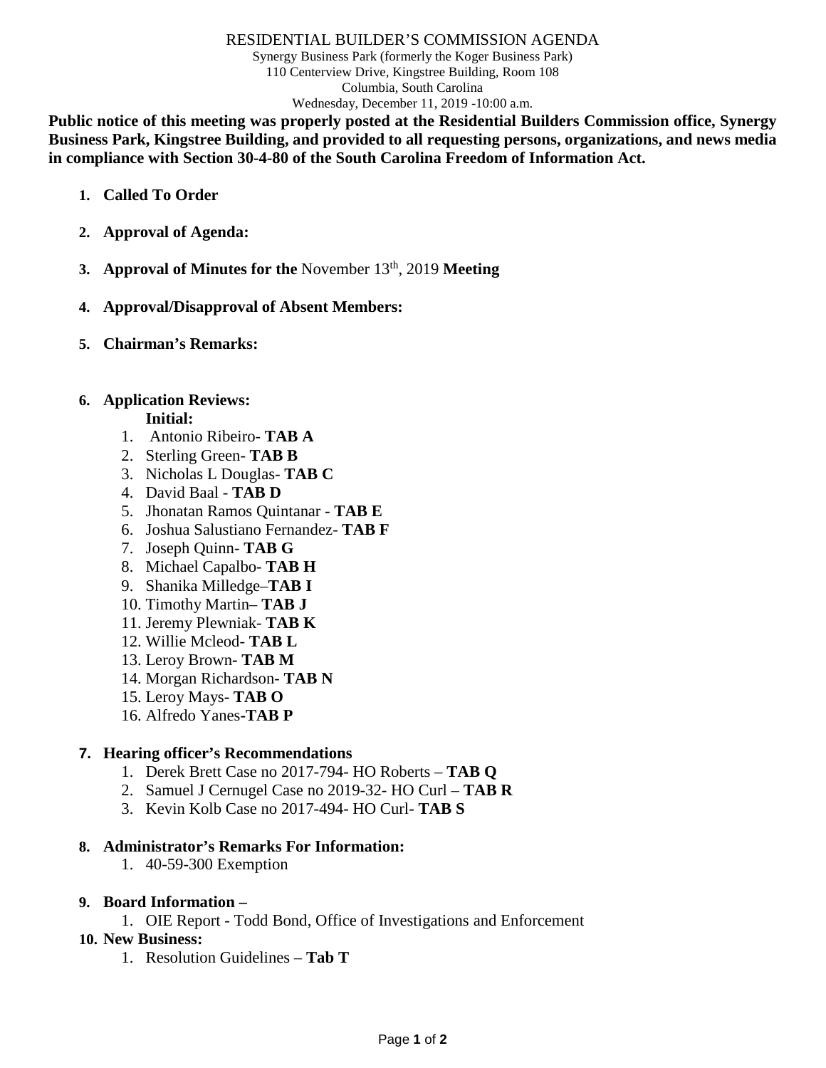# RESIDENTIAL BUILDER'S COMMISSION AGENDA

Synergy Business Park (formerly the Koger Business Park)
110 Centerview Drive, Kingstree Building, Room 108
Columbia, South Carolina
Wednesday, December 11, 2019 -10:00 a.m.

**Public notice of this meeting was properly posted at the Residential Builders Commission office, Synergy Business Park, Kingstree Building, and provided to all requesting persons, organizations, and news media in compliance with Section 30-4-80 of the South Carolina Freedom of Information Act.**

1. **Called To Order**

2. **Approval of Agenda:**

3. **Approval of Minutes for the** November 13th, 2019 **Meeting**

4. **Approval/Disapproval of Absent Members:**

5. **Chairman's Remarks:**

6. **Application Reviews:**

   **Initial:**

   1. Antonio Ribeiro- **TAB A**
   2. Sterling Green- **TAB B**
   3. Nicholas L Douglas- **TAB C**
   4. David Baal - **TAB D**
   5. Jhonatan Ramos Quintanar - **TAB E**
   6. Joshua Salustiano Fernandez- **TAB F**
   7. Joseph Quinn- **TAB G**
   8. Michael Capalbo- **TAB H**
   9. Shanika Milledge–**TAB I**
   10. Timothy Martin– **TAB J**
   11. Jeremy Plewniak- **TAB K**
   12. Willie Mcleod- **TAB L**
   13. Leroy Brown- **TAB M**
   14. Morgan Richardson- **TAB N**
   15. Leroy Mays- **TAB O**
   16. Alfredo Yanes-**TAB P**

7. **Hearing officer's Recommendations**
   1. Derek Brett Case no 2017-794- HO Roberts – **TAB Q**
   2. Samuel J Cernugel Case no 2019-32- HO Curl – **TAB R**
   3. Kevin Kolb Case no 2017-494- HO Curl- **TAB S**

8. **Administrator's Remarks For Information:**
   1. 40-59-300 Exemption

9. **Board Information –**
   1. OIE Report - Todd Bond, Office of Investigations and Enforcement

10. **New Business:**
    1. Resolution Guidelines – **Tab T**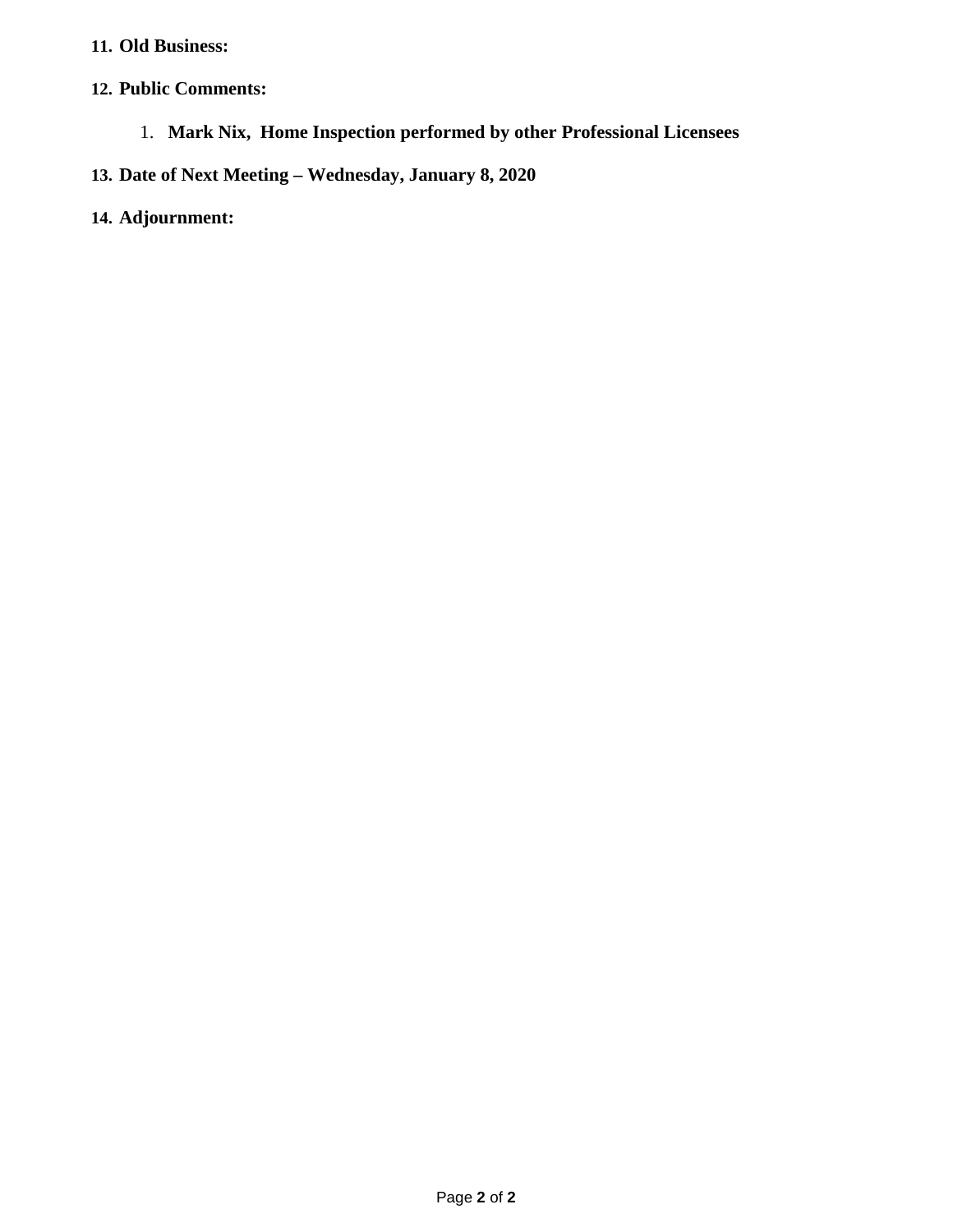11. **Old Business:**

12. **Public Comments:**

    1. **Mark Nix, Home Inspection performed by other Professional Licensees**

13. **Date of Next Meeting – Wednesday, January 8, 2020**

14. **Adjournment:**